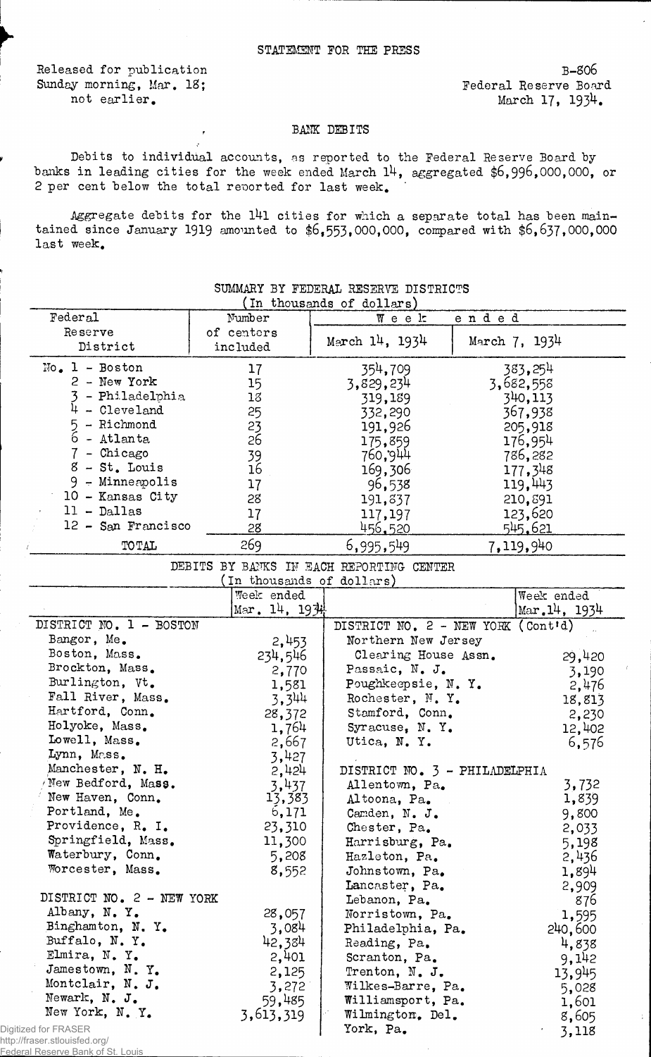STATEMENT FOR THE PRESS

Released for publication
Sunday morning, Mar. 18;
not earlier.

B-806
Federal Reserve Board
March 17, 1934.

## BANK DEBITS

Debits to individual accounts, as reported to the Federal Reserve Board by banks in leading cities for the week ended March 14, aggregated $6,996,000,000, or 2 per cent below the total reported for last week.

Aggregate debits for the 141 cities for which a separate total has been maintained since January 1919 amounted to $6,553,000,000, compared with $6,637,000,000 last week.

SUMMARY BY FEDERAL RESERVE DISTRICTS
(In thousands of dollars)

| Federal Reserve District | Number of centers included | Week ended March 14, 1934 | Week ended March 7, 1934 |
|---|---|---|---|
| No. 1 - Boston | 17 | 354,709 | 383,254 |
| 2 - New York | 15 | 3,829,234 | 3,682,558 |
| 3 - Philadelphia | 18 | 319,189 | 340,113 |
| 4 - Cleveland | 25 | 332,290 | 367,938 |
| 5 - Richmond | 23 | 191,926 | 205,918 |
| 6 - Atlanta | 26 | 175,859 | 176,954 |
| 7 - Chicago | 39 | 760,944 | 786,282 |
| 8 - St. Louis | 16 | 169,306 | 177,348 |
| 9 - Minneapolis | 17 | 96,538 | 119,443 |
| 10 - Kansas City | 28 | 191,837 | 210,891 |
| 11 - Dallas | 17 | 117,197 | 123,620 |
| 12 - San Francisco | 28 | 456,520 | 545,621 |
| TOTAL | 269 | 6,995,549 | 7,119,940 |

DEBITS BY BANKS IN EACH REPORTING CENTER
(In thousands of dollars)

| | Week ended Mar. 14, 1934 | | Week ended Mar. 14, 1934 |
|---|---|---|---|
| DISTRICT NO. 1 - BOSTON | | DISTRICT NO. 2 - NEW YORK (Cont'd) | |
| Bangor, Me. | 2,453 | Northern New Jersey Clearing House Assn. | 29,420 |
| Boston, Mass. | 234,546 | Passaic, N. J. | 3,190 |
| Brockton, Mass. | 2,770 | Poughkeepsie, N. Y. | 2,476 |
| Burlington, Vt. | 1,581 | Rochester, N. Y. | 18,813 |
| Fall River, Mass. | 3,344 | Stamford, Conn. | 2,230 |
| Hartford, Conn. | 28,372 | Syracuse, N. Y. | 12,402 |
| Holyoke, Mass. | 1,764 | Utica, N. Y. | 6,576 |
| Lowell, Mass. | 2,667 | | |
| Lynn, Mass. | 3,427 | DISTRICT NO. 3 - PHILADELPHIA | |
| Manchester, N. H. | 2,424 | Allentown, Pa. | 3,732 |
| New Bedford, Mass. | 3,437 | Altoona, Pa. | 1,839 |
| New Haven, Conn. | 13,383 | Camden, N. J. | 9,800 |
| Portland, Me. | 6,171 | Chester, Pa. | 2,033 |
| Providence, R. I. | 23,310 | Harrisburg, Pa. | 5,198 |
| Springfield, Mass. | 11,300 | Hazleton, Pa. | 2,436 |
| Waterbury, Conn. | 5,208 | Johnstown, Pa. | 1,894 |
| Worcester, Mass. | 8,552 | Lancaster, Pa. | 2,909 |
| DISTRICT NO. 2 - NEW YORK | | Lebanon, Pa. | 876 |
| Albany, N. Y. | 28,057 | Norristown, Pa. | 1,595 |
| Binghamton, N. Y. | 3,084 | Philadelphia, Pa. | 240,600 |
| Buffalo, N. Y. | 42,384 | Reading, Pa. | 4,838 |
| Elmira, N. Y. | 2,401 | Scranton, Pa. | 9,142 |
| Jamestown, N. Y. | 2,125 | Trenton, N. J. | 13,945 |
| Montclair, N. J. | 3,272 | Wilkes-Barre, Pa. | 5,028 |
| Newark, N. J. | 59,485 | Williamsport, Pa. | 1,601 |
| New York, N. Y. | 3,613,319 | Wilmington, Del. | 8,605 |
| | | York, Pa. | 3,118 |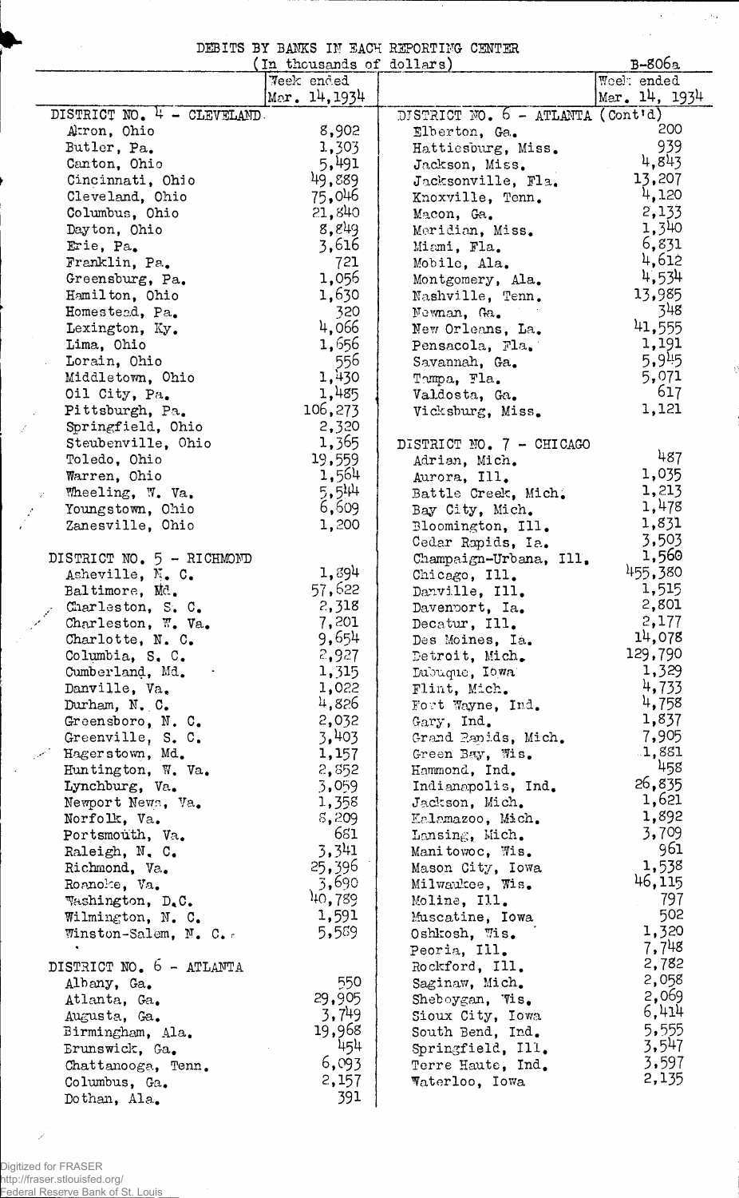# DEBITS BY BANKS IN EACH REPORTING CENTER

(In thousands of dollars)

B-806a

| | Week ended Mar. 14, 1934 | | Week ended Mar. 14, 1934 |
|---|---|---|---|
| **DISTRICT NO. 4 - CLEVELAND** | | **DISTRICT NO. 6 - ATLANTA (Cont'd)** | |
| Akron, Ohio | 8,902 | Elberton, Ga. | 200 |
| Butler, Pa. | 1,303 | Hattiesburg, Miss. | 939 |
| Canton, Ohio | 5,491 | Jackson, Miss. | 4,843 |
| Cincinnati, Ohio | 49,889 | Jacksonville, Fla. | 13,207 |
| Cleveland, Ohio | 75,046 | Knoxville, Tenn. | 4,120 |
| Columbus, Ohio | 21,840 | Macon, Ga. | 2,133 |
| Dayton, Ohio | 8,849 | Meridian, Miss. | 1,340 |
| Erie, Pa. | 3,616 | Miami, Fla. | 6,831 |
| Franklin, Pa. | 721 | Mobile, Ala. | 4,612 |
| Greensburg, Pa. | 1,056 | Montgomery, Ala. | 4,534 |
| Hamilton, Ohio | 1,630 | Nashville, Tenn. | 13,985 |
| Homestead, Pa. | 320 | Newnan, Ga. | 348 |
| Lexington, Ky. | 4,066 | New Orleans, La. | 41,555 |
| Lima, Ohio | 1,656 | Pensacola, Fla. | 1,191 |
| Lorain, Ohio | 556 | Savannah, Ga. | 5,945 |
| Middletown, Ohio | 1,430 | Tampa, Fla. | 5,071 |
| Oil City, Pa. | 1,485 | Valdosta, Ga. | 617 |
| Pittsburgh, Pa. | 106,273 | Vicksburg, Miss. | 1,121 |
| Springfield, Ohio | 2,320 | | |
| Steubenville, Ohio | 1,365 | **DISTRICT NO. 7 - CHICAGO** | |
| Toledo, Ohio | 19,559 | Adrian, Mich. | 487 |
| Warren, Ohio | 1,564 | Aurora, Ill. | 1,035 |
| Wheeling, W. Va. | 5,544 | Battle Creek, Mich. | 1,213 |
| Youngstown, Ohio | 6,609 | Bay City, Mich. | 1,478 |
| Zanesville, Ohio | 1,200 | Bloomington, Ill. | 1,831 |
| | | Cedar Rapids, Ia. | 3,503 |
| **DISTRICT NO. 5 - RICHMOND** | | Champaign-Urbana, Ill. | 1,560 |
| Asheville, N. C. | 1,894 | Chicago, Ill. | 455,380 |
| Baltimore, Md. | 57,622 | Danville, Ill. | 1,515 |
| Charleston, S. C. | 2,318 | Davenport, Ia. | 2,801 |
| Charleston, W. Va. | 7,201 | Decatur, Ill. | 2,177 |
| Charlotte, N. C. | 9,654 | Des Moines, Ia. | 14,078 |
| Columbia, S. C. | 2,927 | Detroit, Mich. | 129,790 |
| Cumberland, Md. | 1,315 | Dubuque, Iowa | 1,329 |
| Danville, Va. | 1,022 | Flint, Mich. | 4,733 |
| Durham, N. C. | 4,826 | Fort Wayne, Ind. | 4,758 |
| Greensboro, N. C. | 2,032 | Gary, Ind. | 1,837 |
| Greenville, S. C. | 3,403 | Grand Rapids, Mich. | 7,905 |
| Hagerstown, Md. | 1,157 | Green Bay, Wis. | 1,881 |
| Huntington, W. Va. | 2,852 | Hammond, Ind. | 458 |
| Lynchburg, Va. | 3,059 | Indianapolis, Ind. | 26,835 |
| Newport News, Va. | 1,358 | Jackson, Mich. | 1,621 |
| Norfolk, Va. | 8,209 | Kalamazoo, Mich. | 1,892 |
| Portsmouth, Va. | 681 | Lansing, Mich. | 3,709 |
| Raleigh, N. C. | 3,341 | Manitowoc, Wis. | 961 |
| Richmond, Va. | 25,396 | Mason City, Iowa | 1,538 |
| Roanoke, Va. | 3,690 | Milwaukee, Wis. | 46,115 |
| Washington, D.C. | 40,789 | Moline, Ill. | 797 |
| Wilmington, N. C. | 1,591 | Muscatine, Iowa | 502 |
| Winston-Salem, N. C. | 5,589 | Oshkosh, Wis. | 1,320 |
| | | Peoria, Ill. | 7,748 |
| **DISTRICT NO. 6 - ATLANTA** | | Rockford, Ill. | 2,782 |
| Albany, Ga. | 550 | Saginaw, Mich. | 2,058 |
| Atlanta, Ga. | 29,905 | Sheboygan, Wis. | 2,069 |
| Augusta, Ga. | 3,749 | Sioux City, Iowa | 6,414 |
| Birmingham, Ala. | 19,968 | South Bend, Ind. | 5,555 |
| Brunswick, Ga. | 454 | Springfield, Ill. | 3,547 |
| Chattanooga, Tenn. | 6,093 | Terre Haute, Ind. | 3,597 |
| Columbus, Ga. | 2,157 | Waterloo, Iowa | 2,135 |
| Dothan, Ala. | 391 | | |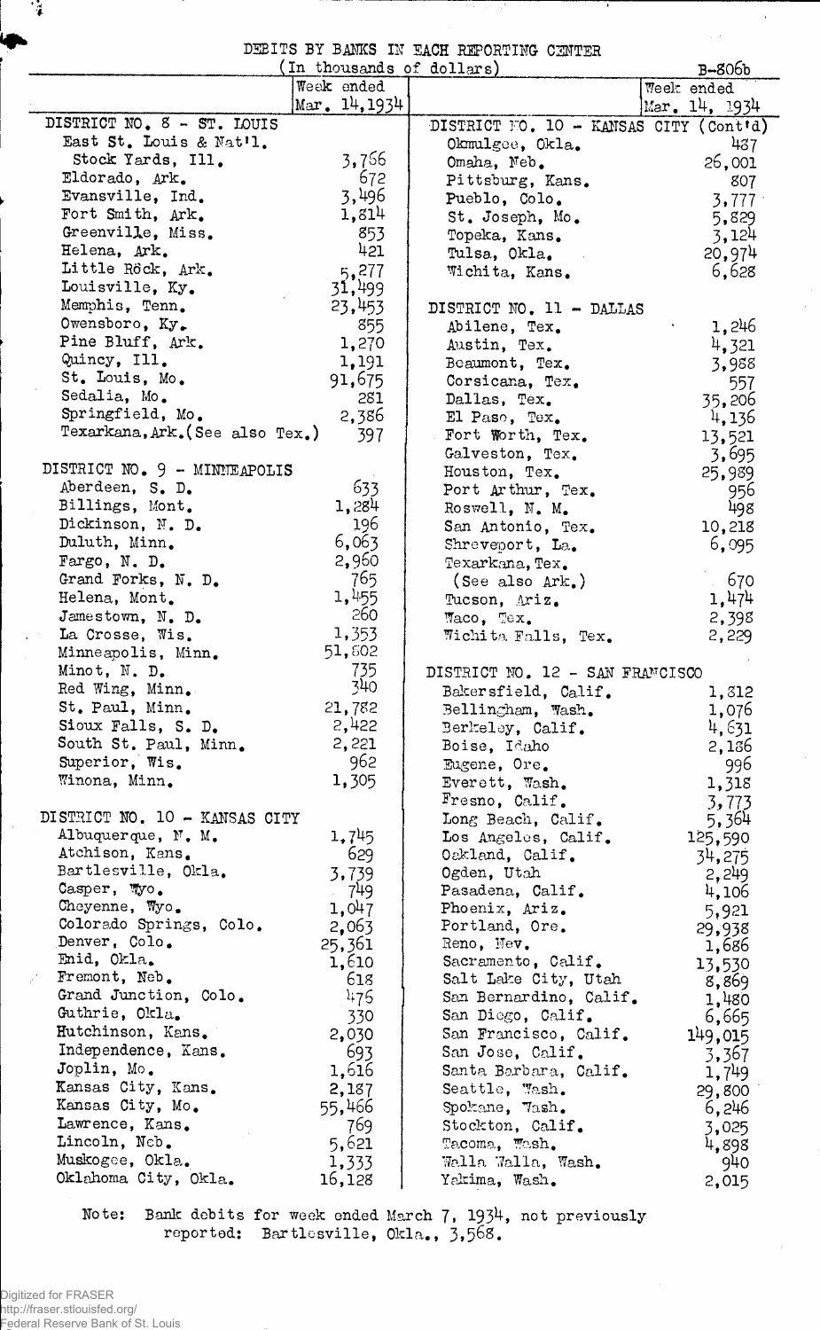# DEBITS BY BANKS IN EACH REPORTING CENTER

(In thousands of dollars) B-806b

| | Week ended Mar. 14, 1934 | | Week ended Mar. 14, 1934 |
|---|---|---|---|
| **DISTRICT NO. 8 - ST. LOUIS** | | **DISTRICT NO. 10 - KANSAS CITY (Cont'd)** | |
| East St. Louis & Nat'l. Stock Yards, Ill. | 3,766 | Okmulgee, Okla. | 437 |
| Eldorado, Ark. | 672 | Omaha, Neb. | 26,001 |
| Evansville, Ind. | 3,496 | Pittsburg, Kans. | 807 |
| Fort Smith, Ark. | 1,814 | Pueblo, Colo. | 3,777 |
| Greenville, Miss. | 853 | St. Joseph, Mo. | 5,829 |
| Helena, Ark. | 421 | Topeka, Kans. | 3,124 |
| Little Rock, Ark. | 5,277 | Tulsa, Okla. | 20,974 |
| Louisville, Ky. | 31,499 | Wichita, Kans. | 6,628 |
| Memphis, Tenn. | 23,453 | | |
| Owensboro, Ky. | 855 | **DISTRICT NO. 11 - DALLAS** | |
| Pine Bluff, Ark. | 1,270 | Abilene, Tex. | 1,246 |
| Quincy, Ill. | 1,191 | Austin, Tex. | 4,321 |
| St. Louis, Mo. | 91,675 | Beaumont, Tex. | 3,988 |
| Sedalia, Mo. | 281 | Corsicana, Tex. | 557 |
| Springfield, Mo. | 2,386 | Dallas, Tex. | 35,206 |
| Texarkana, Ark. (See also Tex.) | 397 | El Paso, Tex. | 4,136 |
| | | Fort Worth, Tex. | 13,521 |
| **DISTRICT NO. 9 - MINNEAPOLIS** | | Galveston, Tex. | 3,695 |
| Aberdeen, S. D. | 633 | Houston, Tex. | 25,989 |
| Billings, Mont. | 1,284 | Port Arthur, Tex. | 956 |
| Dickinson, N. D. | 196 | Roswell, N. M. | 498 |
| Duluth, Minn. | 6,063 | San Antonio, Tex. | 10,218 |
| Fargo, N. D. | 2,960 | Shreveport, La. | 6,095 |
| Grand Forks, N. D. | 765 | Texarkana, Tex. (See also Ark.) | 670 |
| Helena, Mont. | 1,455 | Tucson, Ariz. | 1,474 |
| Jamestown, N. D. | 260 | Waco, Tex. | 2,398 |
| La Crosse, Wis. | 1,353 | Wichita Falls, Tex. | 2,229 |
| Minneapolis, Minn. | 51,802 | | |
| Minot, N. D. | 735 | **DISTRICT NO. 12 - SAN FRANCISCO** | |
| Red Wing, Minn. | 340 | Bakersfield, Calif. | 1,812 |
| St. Paul, Minn. | 21,782 | Bellingham, Wash. | 1,076 |
| Sioux Falls, S. D. | 2,422 | Berkeley, Calif. | 4,631 |
| South St. Paul, Minn. | 2,221 | Boise, Idaho | 2,186 |
| Superior, Wis. | 962 | Eugene, Ore. | 996 |
| Winona, Minn. | 1,305 | Everett, Wash. | 1,318 |
| | | Fresno, Calif. | 3,773 |
| **DISTRICT NO. 10 - KANSAS CITY** | | Long Beach, Calif. | 5,364 |
| Albuquerque, N. M. | 1,745 | Los Angeles, Calif. | 125,590 |
| Atchison, Kans. | 629 | Oakland, Calif. | 34,275 |
| Bartlesville, Okla. | 3,739 | Ogden, Utah | 2,249 |
| Casper, Wyo. | 749 | Pasadena, Calif. | 4,106 |
| Cheyenne, Wyo. | 1,047 | Phoenix, Ariz. | 5,921 |
| Colorado Springs, Colo. | 2,063 | Portland, Ore. | 29,938 |
| Denver, Colo. | 25,361 | Reno, Nev. | 1,686 |
| Enid, Okla. | 1,610 | Sacramento, Calif. | 13,530 |
| Fremont, Neb. | 618 | Salt Lake City, Utah | 8,869 |
| Grand Junction, Colo. | 475 | San Bernardino, Calif. | 1,480 |
| Guthrie, Okla. | 330 | San Diego, Calif. | 6,665 |
| Hutchinson, Kans. | 2,030 | San Francisco, Calif. | 149,015 |
| Independence, Kans. | 693 | San Jose, Calif. | 3,367 |
| Joplin, Mo. | 1,616 | Santa Barbara, Calif. | 1,749 |
| Kansas City, Kans. | 2,187 | Seattle, Wash. | 29,800 |
| Kansas City, Mo. | 55,466 | Spokane, Wash. | 6,246 |
| Lawrence, Kans. | 769 | Stockton, Calif. | 3,025 |
| Lincoln, Neb. | 5,621 | Tacoma, Wash. | 4,898 |
| Muskogee, Okla. | 1,333 | Walla Walla, Wash. | 940 |
| Oklahoma City, Okla. | 16,128 | Yakima, Wash. | 2,015 |

Note: Bank debits for week ended March 7, 1934, not previously reported: Bartlesville, Okla., 3,568.